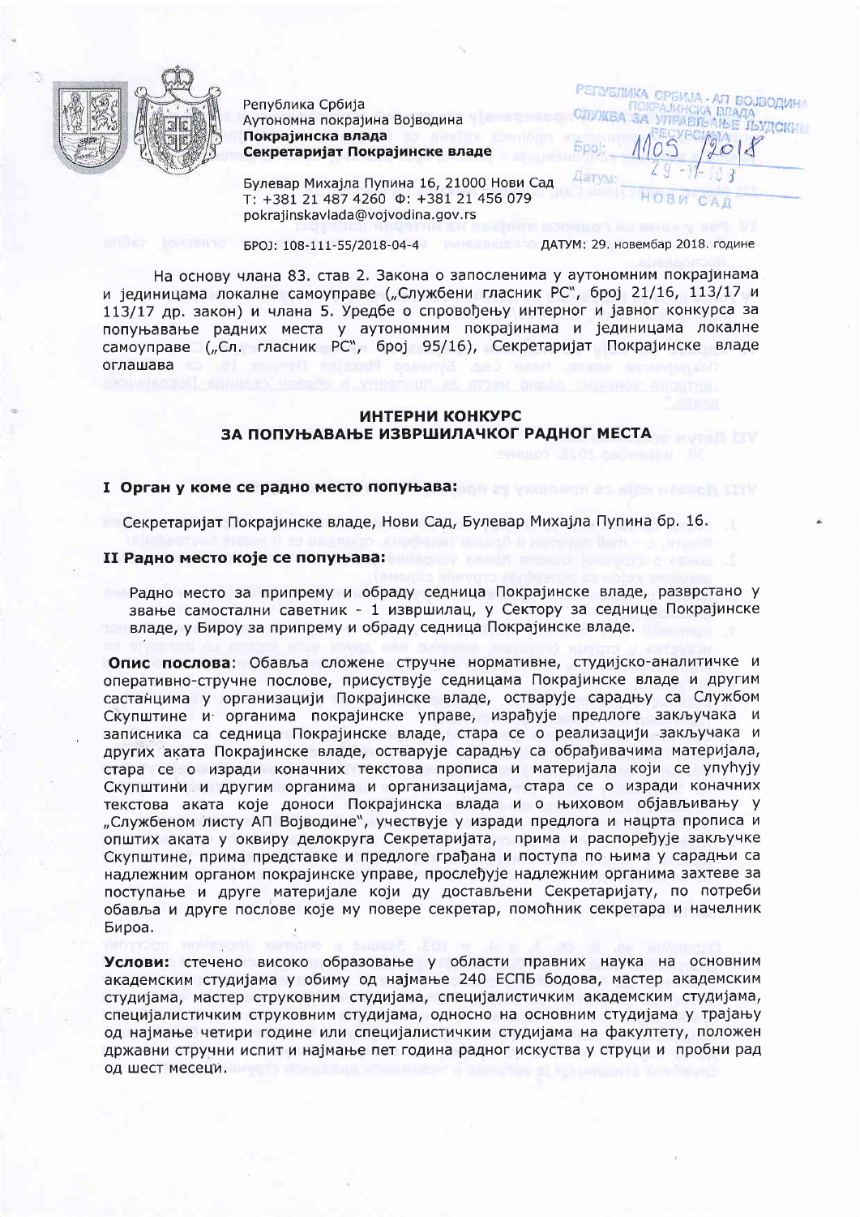Република Србија
Аутономна покрајина Војводина
**Покрајинска влада**
**Секретаријат Покрајинске владе**

Булевар Михајла Пупина 16, 21000 Нови Сад
Т: +381 21 487 4260 Ф: +381 21 456 079
pokrajinskavlada@vojvodina.gov.rs

РЕПУБЛИКА СРБИЈА - АП ВОЈВОДИНА
ПОКРАЈИНСКА ВЛАДА
СЛУЖБА ЗА УПРАВЉАЊЕ ЉУДСКИМ РЕСУРСИМА
Број: 1105/2018
Датум: 29-11-2018
НОВИ САД

БРОЈ: 108-111-55/2018-04-4 ДАТУМ: 29. новембар 2018. године

На основу члана 83. став 2. Закона о запосленима у аутономним покрајинама и јединицама локалне самоуправе („Службени гласник РС", број 21/16, 113/17 и 113/17 др. закон) и члана 5. Уредбе о спровођењу интерног и јавног конкурса за попуњавање радних места у аутономним покрајинама и јединицама локалне самоуправе („Сл. гласник РС", број 95/16), Секретаријат Покрајинске владе оглашава

## ИНТЕРНИ КОНКУРС
## ЗА ПОПУЊАВАЊЕ ИЗВРШИЛАЧКОГ РАДНОГ МЕСТА

### I Орган у коме се радно место попуњава:

Секретаријат Покрајинске владе, Нови Сад, Булевар Михајла Пупина бр. 16.

### II Радно место које се попуњава:

Радно место за припрему и обраду седница Покрајинске владе, разврстано у звање самостални саветник - 1 извршилац, у Сектору за седнице Покрајинске владе, у Бироу за припрему и обраду седница Покрајинске владе.

**Опис послова**: Обавља сложене стручне нормативне, студијско-аналитичке и оперативно-стручне послове, присуствује седницама Покрајинске владе и другим састанцима у организацији Покрајинске владе, остварује сарадњу са Службом Скупштине и органима покрајинске управе, израђује предлоге закључака и записника са седница Покрајинске владе, стара се о реализацији закључака и других аката Покрајинске владе, остварује сарадњу са обрађивачима материјала, стара се о изради коначних текстова прописа и материјала који се упућују Скупштини и другим органима и организацијама, стара се о изради коначних текстова аката које доноси Покрајинска влада и о њиховом објављивању у „Службеном листу АП Војводине", учествује у изради предлога и нацрта прописа и општих аката у оквиру делокруга Секретаријата, прима и распоређује закључке Скупштине, прима представке и предлоге грађана и поступа по њима у сарадњи са надлежним органом покрајинске управе, прослеђује надлежним органима захтеве за поступање и друге материјале који ду достављени Секретаријату, по потреби обавља и друге послове које му повере секретар, помоћник секретара и начелник Бироа.

**Услови:** стечено високо образовање у области правних наука на основним академским студијама у обиму од најмање 240 ЕСПБ бодова, мастер академским студијама, мастер струковним студијама, специјалистичким академским студијама, специјалистичким струковним студијама, односно на основним студијама у трајању од најмање четири године или специјалистичким студијама на факултету, положен државни стручни испит и најмање пет година радног искуства у струци и пробни рад од шест месеци.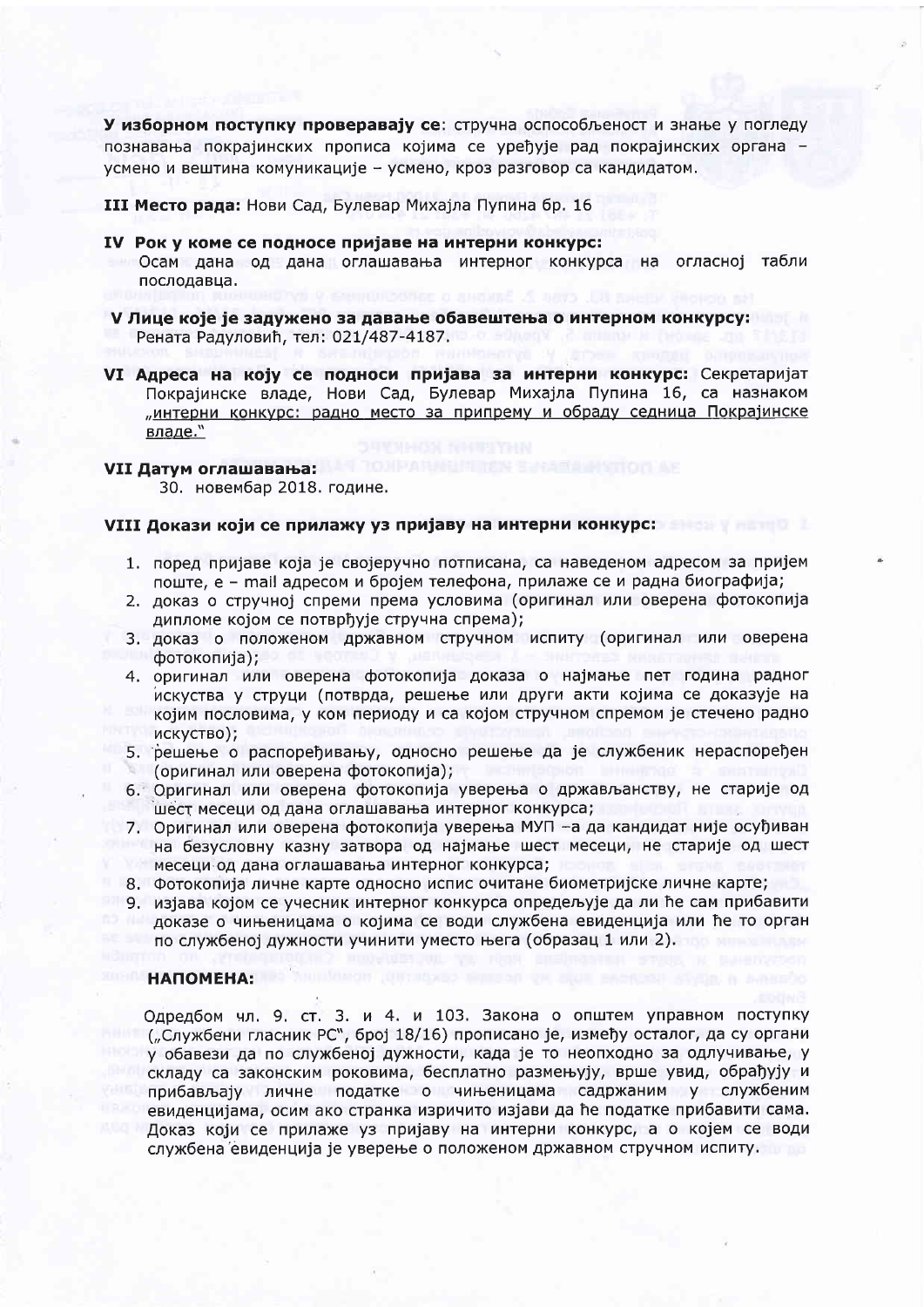**У изборном поступку проверавају се**: стручна оспособљеност и знање у погледу познавања покрајинских прописа којима се уређује рад покрајинских органа – усмено и вештина комуникације – усмено, кроз разговор са кандидатом.

**III Место рада:** Нови Сад, Булевар Михајла Пупина бр. 16

**IV Рок у коме се подносе пријаве на интерни конкурс:**
Осам дана од дана оглашавања интерног конкурса на огласној табли послодавца.

**V Лице које је задужено за давање обавештења о интерном конкурсу:**
Рената Радуловић, тел: 021/487-4187.

**VI Адреса на коју се подноси пријава за интерни конкурс:** Секретаријат Покрајинске владе, Нови Сад, Булевар Михајла Пупина 16, са назнаком „интерни конкурс: радно место за припрему и обраду седница Покрајинске владе."

**VII Датум оглашавања:**
30. новембар 2018. године.

**VIII Докази који се прилажу уз пријаву на интерни конкурс:**

1. поред пријаве која је својеручно потписана, са наведеном адресом за пријем поште, е – mail адресом и бројем телефона, прилаже се и радна биографија;
2. доказ о стручној спреми према условима (оригинал или оверена фотокопија дипломе којом се потврђује стручна спрема);
3. доказ о положеном државном стручном испиту (оригинал или оверена фотокопија);
4. оригинал или оверена фотокопија доказа о најмање пет година радног искуства у струци (потврда, решење или други акти којима се доказује на којим пословима, у ком периоду и са којом стручном спремом је стечено радно искуство);
5. решење о распоређивању, односно решење да је службеник нераспоређен (оригинал или оверена фотокопија);
6. Оригинал или оверена фотокопија уверења о држављанству, не старије од шест месеци од дана оглашавања интерног конкурса;
7. Оригинал или оверена фотокопија уверења МУП –а да кандидат није осуђиван на безусловну казну затвора од најмање шест месеци, не старије од шест месеци од дана оглашавања интерног конкурса;
8. Фотокопија личне карте односно испис очитане биометријске личне карте;
9. изјава којом се учесник интерног конкурса опредељује да ли ће сам прибавити доказе о чињеницама о којима се води службена евиденција или ће то орган по службеној дужности учинити уместо њега (образац 1 или 2).

**НАПОМЕНА:**

Одредбом чл. 9. ст. 3. и 4. и 103. Закона о општем управном поступку („Службени гласник РС", број 18/16) прописано је, између осталог, да су органи у обавези да по службеној дужности, када је то неопходно за одлучивање, у складу са законским роковима, бесплатно размењују, врше увид, обрађују и прибављају личне податке о чињеницама садржаним у службеним евиденцијама, осим ако странка изричито изјави да ће податке прибавити сама. Доказ који се прилаже уз пријаву на интерни конкурс, а о којем се води службена евиденција је уверење о положеном државном стручном испиту.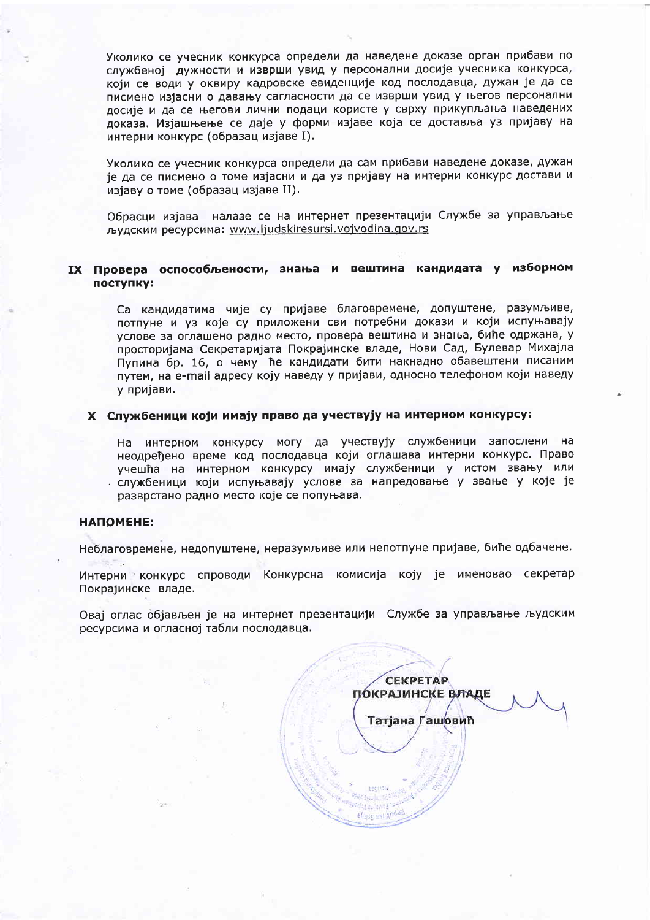Уколико се учесник конкурса определи да наведене доказе орган прибави по службеној дужности и изврши увид у персонални досије учесника конкурса, који се води у оквиру кадровске евиденције код послодавца, дужан је да се писмено изјасни о давању сагласности да се изврши увид у његов персонални досије и да се његови лични подаци користе у сврху прикупљања наведених доказа. Изјашњење се даје у форми изјаве која се доставља уз пријаву на интерни конкурс (образац изјаве I).

Уколико се учесник конкурса определи да сам прибави наведене доказе, дужан је да се писмено о томе изјасни и да уз пријаву на интерни конкурс достави и изјаву о томе (образац изјаве II).

Обрасци изјава налазе се на интернет презентацији Службе за управљање људским ресурсима: www.ljudskiresursi.vojvodina.gov.rs

## IX Провера оспособљености, знања и вештина кандидата у изборном поступку:

Са кандидатима чије су пријаве благовремене, допуштене, разумљиве, потпуне и уз које су приложени сви потребни докази и који испуњавају услове за оглашено радно место, провера вештина и знања, биће одржана, у просторијама Секретаријата Покрајинске владе, Нови Сад, Булевар Михајла Пупина бр. 16, о чему ће кандидати бити накнадно обавештени писаним путем, на e-mail адресу коју наведу у пријави, односно телефоном који наведу у пријави.

## X Службеници који имају право да учествују на интерном конкурсу:

На интерном конкурсу могу да учествују службеници запослени на неодређено време код послодавца који оглашава интерни конкурс. Право учешћа на интерном конкурсу имају службеници у истом звању или службеници који испуњавају услове за напредовање у звање у које је разврстано радно место које се попуњава.

**НАПОМЕНЕ:**

Неблаговремене, недопуштене, неразумљиве или непотпуне пријаве, биће одбачене.

Интерни конкурс спроводи Конкурсна комисија коју је именовао секретар Покрајинске владе.

Овај оглас објављен је на интернет презентацији Службе за управљање људским ресурсима и огласној табли послодавца.

СЕКРЕТАР
ПОКРАЈИНСКЕ ВЛАДЕ

Татјана Гашовић